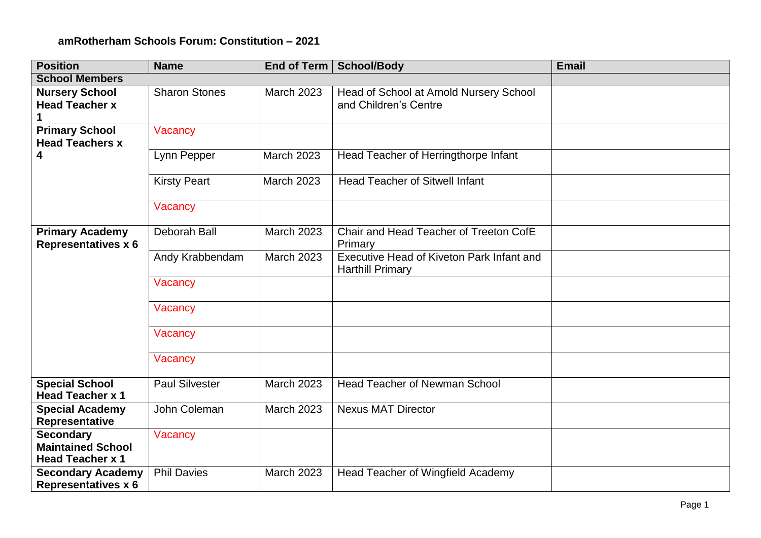# amRotherham Schools Forum: Constitution – 2021

| Position | Name | End of Term | School/Body | Email |
|---|---|---|---|---|
| **School Members** | | | | |
| **Nursery School Head Teacher x 1** | Sharon Stones | March 2023 | Head of School at Arnold Nursery School and Children's Centre | |
| **Primary School Head Teachers x 4** | Vacancy | | | |
| | Lynn Pepper | March 2023 | Head Teacher of Herringthorpe Infant | |
| | Kirsty Peart | March 2023 | Head Teacher of Sitwell Infant | |
| | Vacancy | | | |
| **Primary Academy Representatives x 6** | Deborah Ball | March 2023 | Chair and Head Teacher of Treeton CofE Primary | |
| | Andy Krabbendam | March 2023 | Executive Head of Kiveton Park Infant and Harthill Primary | |
| | Vacancy | | | |
| | Vacancy | | | |
| | Vacancy | | | |
| | Vacancy | | | |
| **Special School Head Teacher x 1** | Paul Silvester | March 2023 | Head Teacher of Newman School | |
| **Special Academy Representative** | John Coleman | March 2023 | Nexus MAT Director | |
| **Secondary Maintained School Head Teacher x 1** | Vacancy | | | |
| **Secondary Academy Representatives x 6** | Phil Davies | March 2023 | Head Teacher of Wingfield Academy | |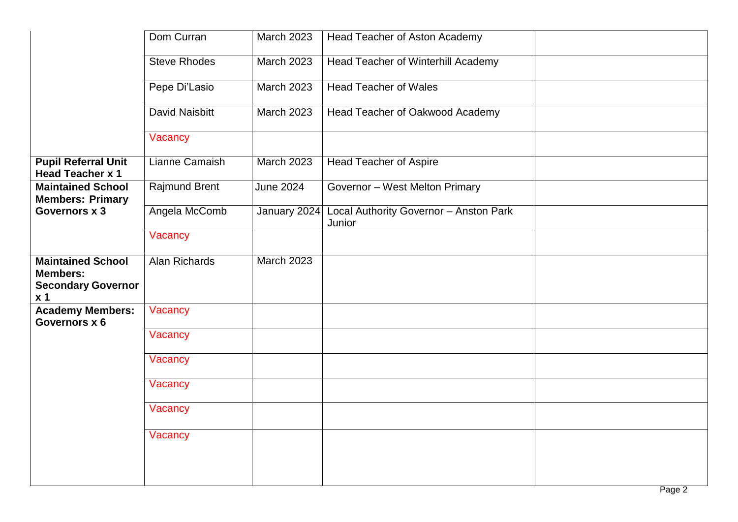| | | | | |
|---|---|---|---|---|
| | Dom Curran | March 2023 | Head Teacher of Aston Academy | |
| | Steve Rhodes | March 2023 | Head Teacher of Winterhill Academy | |
| | Pepe Di'Lasio | March 2023 | Head Teacher of Wales | |
| | David Naisbitt | March 2023 | Head Teacher of Oakwood Academy | |
| | Vacancy | | | |
| **Pupil Referral Unit Head Teacher x 1** | Lianne Camaish | March 2023 | Head Teacher of Aspire | |
| **Maintained School Members: Primary Governors x 3** | Rajmund Brent | June 2024 | Governor – West Melton Primary | |
| | Angela McComb | January 2024 | Local Authority Governor – Anston Park Junior | |
| | Vacancy | | | |
| **Maintained School Members: Secondary Governor x 1** | Alan Richards | March 2023 | | |
| **Academy Members: Governors x 6** | Vacancy | | | |
| | Vacancy | | | |
| | Vacancy | | | |
| | Vacancy | | | |
| | Vacancy | | | |
| | Vacancy | | | |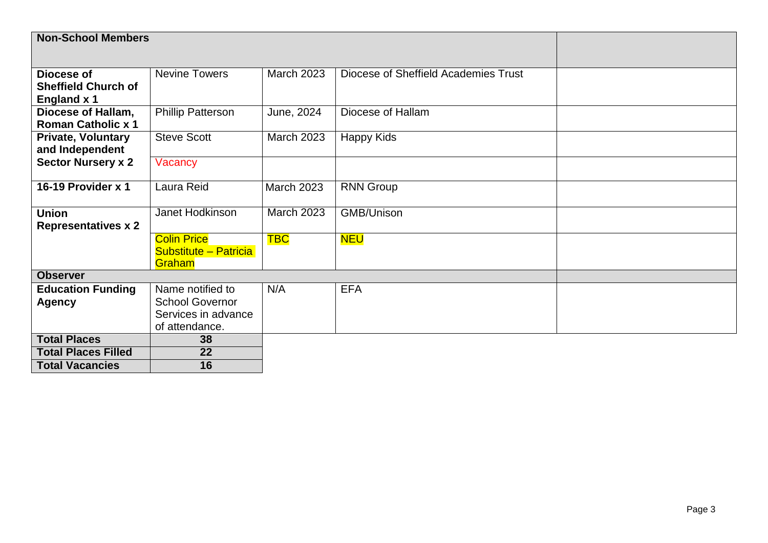| Non-School Members | | | | |
|---|---|---|---|---|
| **Diocese of Sheffield Church of England x 1** | Nevine Towers | March 2023 | Diocese of Sheffield Academies Trust | |
| **Diocese of Hallam, Roman Catholic x 1** | Phillip Patterson | June, 2024 | Diocese of Hallam | |
| **Private, Voluntary and Independent Sector Nursery x 2** | Steve Scott | March 2023 | Happy Kids | |
| | Vacancy | | | |
| **16-19 Provider x 1** | Laura Reid | March 2023 | RNN Group | |
| **Union Representatives x 2** | Janet Hodkinson | March 2023 | GMB/Unison | |
| | Colin Price Substitute – Patricia Graham | TBC | NEU | |
| **Observer** | | | | |
| **Education Funding Agency** | Name notified to School Governor Services in advance of attendance. | N/A | EFA | |
| **Total Places** | **38** | | | |
| **Total Places Filled** | **22** | | | |
| **Total Vacancies** | **16** | | | |